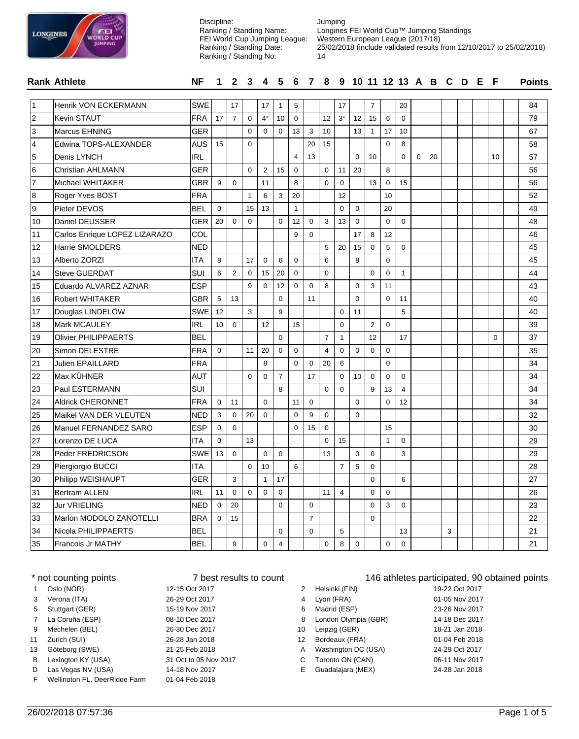| Discipline: | Jumping |
| --- | --- |
| Ranking / Standing Name: | Longines FEI World Cup™ Jumping Standings |
| FEI World Cup Jumping League: | Western European League (2017/18) |
| Ranking / Standing Date: | 25/02/2018 (include validated results from 12/10/2017 to 25/02/2018) |
| Ranking / Standing No: | 14 |

| Rank | Athlete | NF | 1 | 2 | 3 | 4 | 5 | 6 | 7 | 8 | 9 | 10 | 11 | 12 | 13 | A | B | C | D | E | F | Points |
| --- | --- | --- | --- | --- | --- | --- | --- | --- | --- | --- | --- | --- | --- | --- | --- | --- | --- | --- | --- | --- | --- | --- |
| 1 | Henrik VON ECKERMANN | SWE | | 17 | | 17 | 1 | 5 | | | 17 | | 7 | | 20 | | | | | | | 84 |
| 2 | Kevin STAUT | FRA | 17 | 7 | 0 | 4* | 10 | 0 | | 12 | 3* | 12 | 15 | 6 | 0 | | | | | | | 79 |
| 3 | Marcus EHNING | GER | | | 0 | 0 | 0 | 13 | 3 | 10 | | 13 | 1 | 17 | 10 | | | | | | | 67 |
| 4 | Edwina TOPS-ALEXANDER | AUS | 15 | | 0 | | | | 20 | 15 | | | | 0 | 8 | | | | | | | 58 |
| 5 | Denis LYNCH | IRL | | | | | | 4 | 13 | | | 0 | 10 | | 0 | 0 | 20 | | | | 10 | 57 |
| 6 | Christian AHLMANN | GER | | | 0 | 2 | 15 | 0 | | 0 | 11 | 20 | | 8 | | | | | | | | 56 |
| 7 | Michael WHITAKER | GBR | 9 | 0 | | 11 | | 8 | | 0 | 0 | | 13 | 0 | 15 | | | | | | | 56 |
| 8 | Roger Yves BOST | FRA | | | 1 | 6 | 3 | 20 | | | 12 | | | 10 | | | | | | | | 52 |
| 9 | Pieter DEVOS | BEL | 0 | | 15 | 13 | | 1 | | | 0 | 0 | | 20 | | | | | | | | 49 |
| 10 | Daniel DEUSSER | GER | 20 | 0 | 0 | | 0 | 12 | 0 | 3 | 13 | 0 | | 0 | 0 | | | | | | | 48 |
| 11 | Carlos Enrique LOPEZ LIZARAZO | COL | | | | | | 9 | 0 | | | 17 | 8 | 12 | | | | | | | | 46 |
| 12 | Harrie SMOLDERS | NED | | | | | | | | 5 | 20 | 15 | 0 | 5 | 0 | | | | | | | 45 |
| 13 | Alberto ZORZI | ITA | 8 | | 17 | 0 | 6 | 0 | | 6 | | 8 | | 0 | | | | | | | | 45 |
| 14 | Steve GUERDAT | SUI | 6 | 2 | 0 | 15 | 20 | 0 | | 0 | | | 0 | 0 | 1 | | | | | | | 44 |
| 15 | Eduardo ALVAREZ AZNAR | ESP | | | 9 | 0 | 12 | 0 | 0 | 8 | | 0 | 3 | 11 | | | | | | | | 43 |
| 16 | Robert WHITAKER | GBR | 5 | 13 | | | 0 | | 11 | | | 0 | | 0 | 11 | | | | | | | 40 |
| 17 | Douglas LINDELÖW | SWE | 12 | | 3 | | 9 | | | | 0 | 11 | | | 5 | | | | | | | 40 |
| 18 | Mark MCAULEY | IRL | 10 | 0 | | 12 | | 15 | | | 0 | | 2 | 0 | | | | | | | | 39 |
| 19 | Olivier PHILIPPAERTS | BEL | | | | | 0 | | | 7 | 1 | | 12 | | 17 | | | | | | 0 | 37 |
| 20 | Simon DELESTRE | FRA | 0 | | 11 | 20 | 0 | 0 | | 4 | 0 | 0 | 0 | 0 | | | | | | | | 35 |
| 21 | Julien EPAILLARD | FRA | | | | 8 | | 0 | 0 | 20 | 6 | | | 0 | | | | | | | | 34 |
| 22 | Max KÜHNER | AUT | | | 0 | 0 | 7 | | 17 | | 0 | 10 | 0 | 0 | 0 | | | | | | | 34 |
| 23 | Paul ESTERMANN | SUI | | | | | 8 | | | 0 | 0 | | 9 | 13 | 4 | | | | | | | 34 |
| 24 | Aldrick CHERONNET | FRA | 0 | 11 | | 0 | | 11 | 0 | | | 0 | | 0 | 12 | | | | | | | 34 |
| 25 | Maikel VAN DER VLEUTEN | NED | 3 | 0 | 20 | 0 | | 0 | 9 | 0 | | 0 | | | | | | | | | | 32 |
| 26 | Manuel FERNANDEZ SARO | ESP | 0 | 0 | | | | 0 | 15 | 0 | | | | 15 | | | | | | | | 30 |
| 27 | Lorenzo DE LUCA | ITA | 0 | | 13 | | | | | 0 | 15 | | | 1 | 0 | | | | | | | 29 |
| 28 | Peder FREDRICSON | SWE | 13 | 0 | | 0 | 0 | | | 13 | | 0 | 0 | | 3 | | | | | | | 29 |
| 29 | Piergiorgio BUCCI | ITA | | | 0 | 10 | | 6 | | | 7 | 5 | 0 | | | | | | | | | 28 |
| 30 | Philipp WEISHAUPT | GER | | 3 | | 1 | 17 | | | | | | 0 | | 6 | | | | | | | 27 |
| 31 | Bertram ALLEN | IRL | 11 | 0 | 0 | 0 | 0 | | | 11 | 4 | | 0 | 0 | | | | | | | | 26 |
| 32 | Jur VRIELING | NED | 0 | 20 | | | 0 | | 0 | | | | 0 | 3 | 0 | | | | | | | 23 |
| 33 | Marlon MODOLO ZANOTELLI | BRA | 0 | 15 | | | | | 7 | | | | 0 | | | | | | | | | 22 |
| 34 | Nicola PHILIPPAERTS | BEL | | | | | 0 | | 0 | | 5 | | | | 13 | | | 3 | | | | 21 |
| 35 | Francois Jr MATHY | BEL | | 9 | | 0 | 4 | | | 0 | 8 | 0 | | 0 | 0 | | | | | | | 21 |

\* not counting points

7 best results to count

146 athletes participated, 90 obtained points

| | Event | Date |
| --- | --- | --- |
| 1 | Oslo (NOR) | 12-15 Oct 2017 |
| 2 | Helsinki (FIN) | 19-22 Oct 2017 |
| 3 | Verona (ITA) | 26-29 Oct 2017 |
| 4 | Lyon (FRA) | 01-05 Nov 2017 |
| 5 | Stuttgart (GER) | 15-19 Nov 2017 |
| 6 | Madrid (ESP) | 23-26 Nov 2017 |
| 7 | La Coruña (ESP) | 08-10 Dec 2017 |
| 8 | London Olympia (GBR) | 14-18 Dec 2017 |
| 9 | Mechelen (BEL) | 26-30 Dec 2017 |
| 10 | Leipzig (GER) | 18-21 Jan 2018 |
| 11 | Zurich (SUI) | 26-28 Jan 2018 |
| 12 | Bordeaux (FRA) | 01-04 Feb 2018 |
| 13 | Göteborg (SWE) | 21-25 Feb 2018 |
| A | Washington DC (USA) | 24-29 Oct 2017 |
| B | Lexington KY (USA) | 31 Oct to 05 Nov 2017 |
| C | Toronto ON (CAN) | 06-11 Nov 2017 |
| D | Las Vegas NV (USA) | 14-18 Nov 2017 |
| E | Guadalajara (MEX) | 24-28 Jan 2018 |
| F | Wellington FL, DeerRidge Farm | 01-04 Feb 2018 |

26/02/2018 07:57:36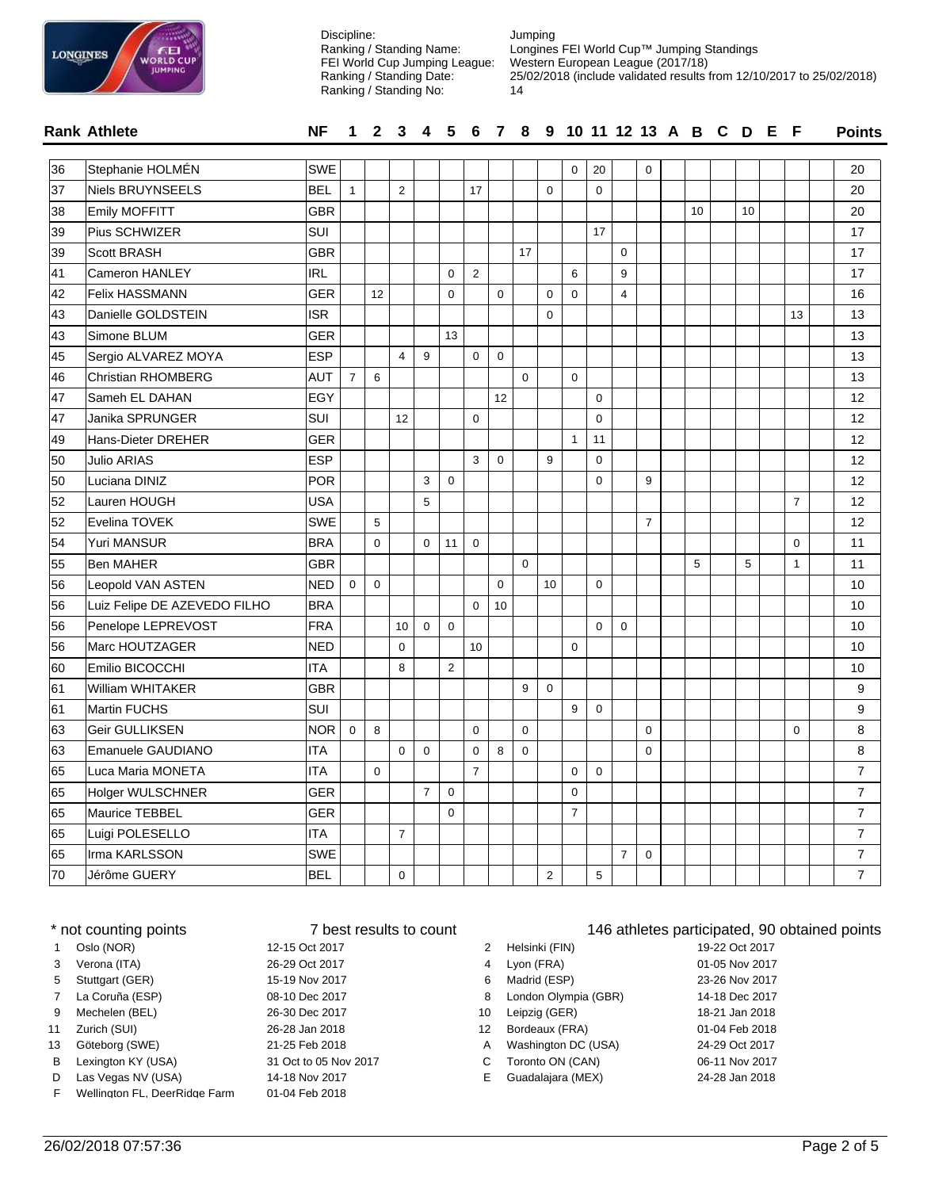| | |
|---|---|
| Discipline: | Jumping |
| Ranking / Standing Name: | Longines FEI World Cup™ Jumping Standings |
| FEI World Cup Jumping League: | Western European League (2017/18) |
| Ranking / Standing Date: | 25/02/2018 (include validated results from 12/10/2017 to 25/02/2018) |
| Ranking / Standing No: | 14 |

| Rank | Athlete | NF | 1 | 2 | 3 | 4 | 5 | 6 | 7 | 8 | 9 | 10 | 11 | 12 | 13 | A | B | C | D | E | F | Points |
|---|---|---|---|---|---|---|---|---|---|---|---|---|---|---|---|---|---|---|---|---|---|---|
| 36 | Stephanie HOLMÉN | SWE | | | | | | | | | | 0 | 20 | | 0 | | | | | | | 20 |
| 37 | Niels BRUYNSEELS | BEL | 1 | | 2 | | | 17 | | | 0 | | 0 | | | | | | | | | 20 |
| 38 | Emily MOFFITT | GBR | | | | | | | | | | | | | | | 10 | | 10 | | | 20 |
| 39 | Pius SCHWIZER | SUI | | | | | | | | | | | 17 | | | | | | | | | 17 |
| 39 | Scott BRASH | GBR | | | | | | | | 17 | | | | 0 | | | | | | | | 17 |
| 41 | Cameron HANLEY | IRL | | | | | 0 | 2 | | | | 6 | | 9 | | | | | | | | 17 |
| 42 | Felix HASSMANN | GER | | 12 | | | 0 | | 0 | | 0 | 0 | | 4 | | | | | | | | 16 |
| 43 | Danielle GOLDSTEIN | ISR | | | | | | | | | 0 | | | | | | | | | | 13 | 13 |
| 43 | Simone BLUM | GER | | | | | 13 | | | | | | | | | | | | | | | 13 |
| 45 | Sergio ALVAREZ MOYA | ESP | | | 4 | 9 | | 0 | 0 | | | | | | | | | | | | | 13 |
| 46 | Christian RHOMBERG | AUT | 7 | 6 | | | | | | 0 | | 0 | | | | | | | | | | 13 |
| 47 | Sameh EL DAHAN | EGY | | | | | | | 12 | | | | 0 | | | | | | | | | 12 |
| 47 | Janika SPRUNGER | SUI | | | 12 | | | 0 | | | | | 0 | | | | | | | | | 12 |
| 49 | Hans-Dieter DREHER | GER | | | | | | | | | | 1 | 11 | | | | | | | | | 12 |
| 50 | Julio ARIAS | ESP | | | | | | 3 | 0 | | 9 | | 0 | | | | | | | | | 12 |
| 50 | Luciana DINIZ | POR | | | | 3 | 0 | | | | | | 0 | | 9 | | | | | | | 12 |
| 52 | Lauren HOUGH | USA | | | | 5 | | | | | | | | | | | | | | | 7 | 12 |
| 52 | Evelina TOVEK | SWE | | 5 | | | | | | | | | | | 7 | | | | | | | 12 |
| 54 | Yuri MANSUR | BRA | | 0 | | 0 | 11 | 0 | | | | | | | | | | | | | 0 | 11 |
| 55 | Ben MAHER | GBR | | | | | | | | 0 | | | | | | | 5 | | 5 | | 1 | 11 |
| 56 | Leopold VAN ASTEN | NED | 0 | 0 | | | | | 0 | | 10 | | 0 | | | | | | | | | 10 |
| 56 | Luiz Felipe DE AZEVEDO FILHO | BRA | | | | | | 0 | 10 | | | | | | | | | | | | | 10 |
| 56 | Penelope LEPREVOST | FRA | | | 10 | 0 | 0 | | | | | | 0 | 0 | | | | | | | | 10 |
| 56 | Marc HOUTZAGER | NED | | | 0 | | | 10 | | | | 0 | | | | | | | | | | 10 |
| 60 | Emilio BICOCCHI | ITA | | | 8 | | 2 | | | | | | | | | | | | | | | 10 |
| 61 | William WHITAKER | GBR | | | | | | | | 9 | 0 | | | | | | | | | | | 9 |
| 61 | Martin FUCHS | SUI | | | | | | | | | | 9 | 0 | | | | | | | | | 9 |
| 63 | Geir GULLIKSEN | NOR | 0 | 8 | | | | 0 | | 0 | | | | | 0 | | | | | | 0 | 8 |
| 63 | Emanuele GAUDIANO | ITA | | | 0 | 0 | | 0 | 8 | 0 | | | | | 0 | | | | | | | 8 |
| 65 | Luca Maria MONETA | ITA | | 0 | | | | 7 | | | | 0 | 0 | | | | | | | | | 7 |
| 65 | Holger WULSCHNER | GER | | | | 7 | 0 | | | | | 0 | | | | | | | | | | 7 |
| 65 | Maurice TEBBEL | GER | | | | | 0 | | | | | 7 | | | | | | | | | | 7 |
| 65 | Luigi POLESELLO | ITA | | | 7 | | | | | | | | | | | | | | | | | 7 |
| 65 | Irma KARLSSON | SWE | | | | | | | | | | | | 7 | 0 | | | | | | | 7 |
| 70 | Jérôme GUERY | BEL | | | 0 | | | | | | 2 | | 5 | | | | | | | | | 7 |

\* not counting points

7 best results to count

146 athletes participated, 90 obtained points

| | Event | Date | | Event | Date |
|---|---|---|---|---|---|
| 1 | Oslo (NOR) | 12-15 Oct 2017 | 2 | Helsinki (FIN) | 19-22 Oct 2017 |
| 3 | Verona (ITA) | 26-29 Oct 2017 | 4 | Lyon (FRA) | 01-05 Nov 2017 |
| 5 | Stuttgart (GER) | 15-19 Nov 2017 | 6 | Madrid (ESP) | 23-26 Nov 2017 |
| 7 | La Coruña (ESP) | 08-10 Dec 2017 | 8 | London Olympia (GBR) | 14-18 Dec 2017 |
| 9 | Mechelen (BEL) | 26-30 Dec 2017 | 10 | Leipzig (GER) | 18-21 Jan 2018 |
| 11 | Zurich (SUI) | 26-28 Jan 2018 | 12 | Bordeaux (FRA) | 01-04 Feb 2018 |
| 13 | Göteborg (SWE) | 21-25 Feb 2018 | A | Washington DC (USA) | 24-29 Oct 2017 |
| B | Lexington KY (USA) | 31 Oct to 05 Nov 2017 | C | Toronto ON (CAN) | 06-11 Nov 2017 |
| D | Las Vegas NV (USA) | 14-18 Nov 2017 | E | Guadalajara (MEX) | 24-28 Jan 2018 |
| F | Wellington FL, DeerRidge Farm | 01-04 Feb 2018 | | | |

26/02/2018 07:57:36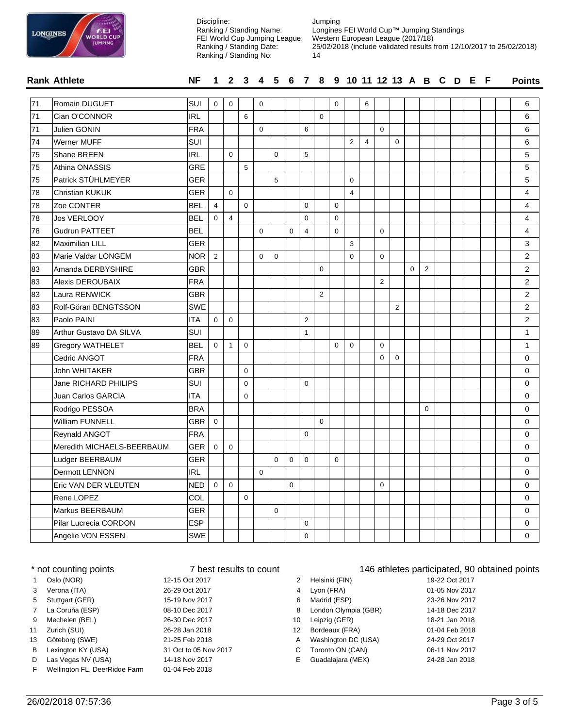Discipline: Jumping
Ranking / Standing Name: Longines FEI World Cup™ Jumping Standings
FEI World Cup Jumping League: Western European League (2017/18)
Ranking / Standing Date: 25/02/2018 (include validated results from 12/10/2017 to 25/02/2018)
Ranking / Standing No: 14

| Rank | Athlete | NF | 1 | 2 | 3 | 4 | 5 | 6 | 7 | 8 | 9 | 10 | 11 | 12 | 13 | A | B | C | D | E | F | Points |
|---|---|---|---|---|---|---|---|---|---|---|---|---|---|---|---|---|---|---|---|---|---|---|
| 71 | Romain DUGUET | SUI | 0 | 0 | | 0 | | | | | 0 | | 6 | | | | | | | | | 6 |
| 71 | Cian O'CONNOR | IRL | | | 6 | | | | | 0 | | | | | | | | | | | | 6 |
| 71 | Julien GONIN | FRA | | | | 0 | | | 6 | | | | | 0 | | | | | | | | 6 |
| 74 | Werner MUFF | SUI | | | | | | | | | | 2 | 4 | | 0 | | | | | | | 6 |
| 75 | Shane BREEN | IRL | | 0 | | | 0 | | 5 | | | | | | | | | | | | | 5 |
| 75 | Athina ONASSIS | GRE | | | 5 | | | | | | | | | | | | | | | | | 5 |
| 75 | Patrick STÜHLMEYER | GER | | | | | 5 | | | | | 0 | | | | | | | | | | 5 |
| 78 | Christian KUKUK | GER | | 0 | | | | | | | | 4 | | | | | | | | | | 4 |
| 78 | Zoe CONTER | BEL | 4 | | 0 | | | | 0 | | 0 | | | | | | | | | | | 4 |
| 78 | Jos VERLOOY | BEL | 0 | 4 | | | | | 0 | | 0 | | | | | | | | | | | 4 |
| 78 | Gudrun PATTEET | BEL | | | | 0 | | 0 | 4 | | 0 | | | 0 | | | | | | | | 4 |
| 82 | Maximilian LILL | GER | | | | | | | | | | 3 | | | | | | | | | | 3 |
| 83 | Marie Valdar LONGEM | NOR | 2 | | | 0 | 0 | | | | | 0 | | 0 | | | | | | | | 2 |
| 83 | Amanda DERBYSHIRE | GBR | | | | | | | | 0 | | | | | | 0 | 2 | | | | | 2 |
| 83 | Alexis DEROUBAIX | FRA | | | | | | | | | | | | 2 | | | | | | | | 2 |
| 83 | Laura RENWICK | GBR | | | | | | | | 2 | | | | | | | | | | | | 2 |
| 83 | Rolf-Göran BENGTSSON | SWE | | | | | | | | | | | | | 2 | | | | | | | 2 |
| 83 | Paolo PAINI | ITA | 0 | 0 | | | | | 2 | | | | | | | | | | | | | 2 |
| 89 | Arthur Gustavo DA SILVA | SUI | | | | | | | 1 | | | | | | | | | | | | | 1 |
| 89 | Gregory WATHELET | BEL | 0 | 1 | 0 | | | | | | 0 | 0 | | 0 | | | | | | | | 1 |
| | Cedric ANGOT | FRA | | | | | | | | | | | | 0 | 0 | | | | | | | 0 |
| | John WHITAKER | GBR | | | 0 | | | | | | | | | | | | | | | | | 0 |
| | Jane RICHARD PHILIPS | SUI | | | 0 | | | | 0 | | | | | | | | | | | | | 0 |
| | Juan Carlos GARCIA | ITA | | | 0 | | | | | | | | | | | | | | | | | 0 |
| | Rodrigo PESSOA | BRA | | | | | | | | | | | | | | | 0 | | | | | 0 |
| | William FUNNELL | GBR | 0 | | | | | | | 0 | | | | | | | | | | | | 0 |
| | Reynald ANGOT | FRA | | | | | | | 0 | | | | | | | | | | | | | 0 |
| | Meredith MICHAELS-BEERBAUM | GER | 0 | 0 | | | | | | | | | | | | | | | | | | 0 |
| | Ludger BEERBAUM | GER | | | | | 0 | 0 | 0 | | 0 | | | | | | | | | | | 0 |
| | Dermott LENNON | IRL | | | | 0 | | | | | | | | | | | | | | | | 0 |
| | Eric VAN DER VLEUTEN | NED | 0 | 0 | | | | 0 | | | | | | 0 | | | | | | | | 0 |
| | Rene LOPEZ | COL | | | 0 | | | | | | | | | | | | | | | | | 0 |
| | Markus BEERBAUM | GER | | | | | 0 | | | | | | | | | | | | | | | 0 |
| | Pilar Lucrecia CORDON | ESP | | | | | | | 0 | | | | | | | | | | | | | 0 |
| | Angelie VON ESSEN | SWE | | | | | | | 0 | | | | | | | | | | | | | 0 |

\* not counting points — 7 best results to count — 146 athletes participated, 90 obtained points

| No | Event | Dates | No | Event | Dates |
|---|---|---|---|---|---|
| 1 | Oslo (NOR) | 12-15 Oct 2017 | 2 | Helsinki (FIN) | 19-22 Oct 2017 |
| 3 | Verona (ITA) | 26-29 Oct 2017 | 4 | Lyon (FRA) | 01-05 Nov 2017 |
| 5 | Stuttgart (GER) | 15-19 Nov 2017 | 6 | Madrid (ESP) | 23-26 Nov 2017 |
| 7 | La Coruña (ESP) | 08-10 Dec 2017 | 8 | London Olympia (GBR) | 14-18 Dec 2017 |
| 9 | Mechelen (BEL) | 26-30 Dec 2017 | 10 | Leipzig (GER) | 18-21 Jan 2018 |
| 11 | Zurich (SUI) | 26-28 Jan 2018 | 12 | Bordeaux (FRA) | 01-04 Feb 2018 |
| 13 | Göteborg (SWE) | 21-25 Feb 2018 | A | Washington DC (USA) | 24-29 Oct 2017 |
| B | Lexington KY (USA) | 31 Oct to 05 Nov 2017 | C | Toronto ON (CAN) | 06-11 Nov 2017 |
| D | Las Vegas NV (USA) | 14-18 Nov 2017 | E | Guadalajara (MEX) | 24-28 Jan 2018 |
| F | Wellington FL, DeerRidge Farm | 01-04 Feb 2018 | | | |

26/02/2018 07:57:36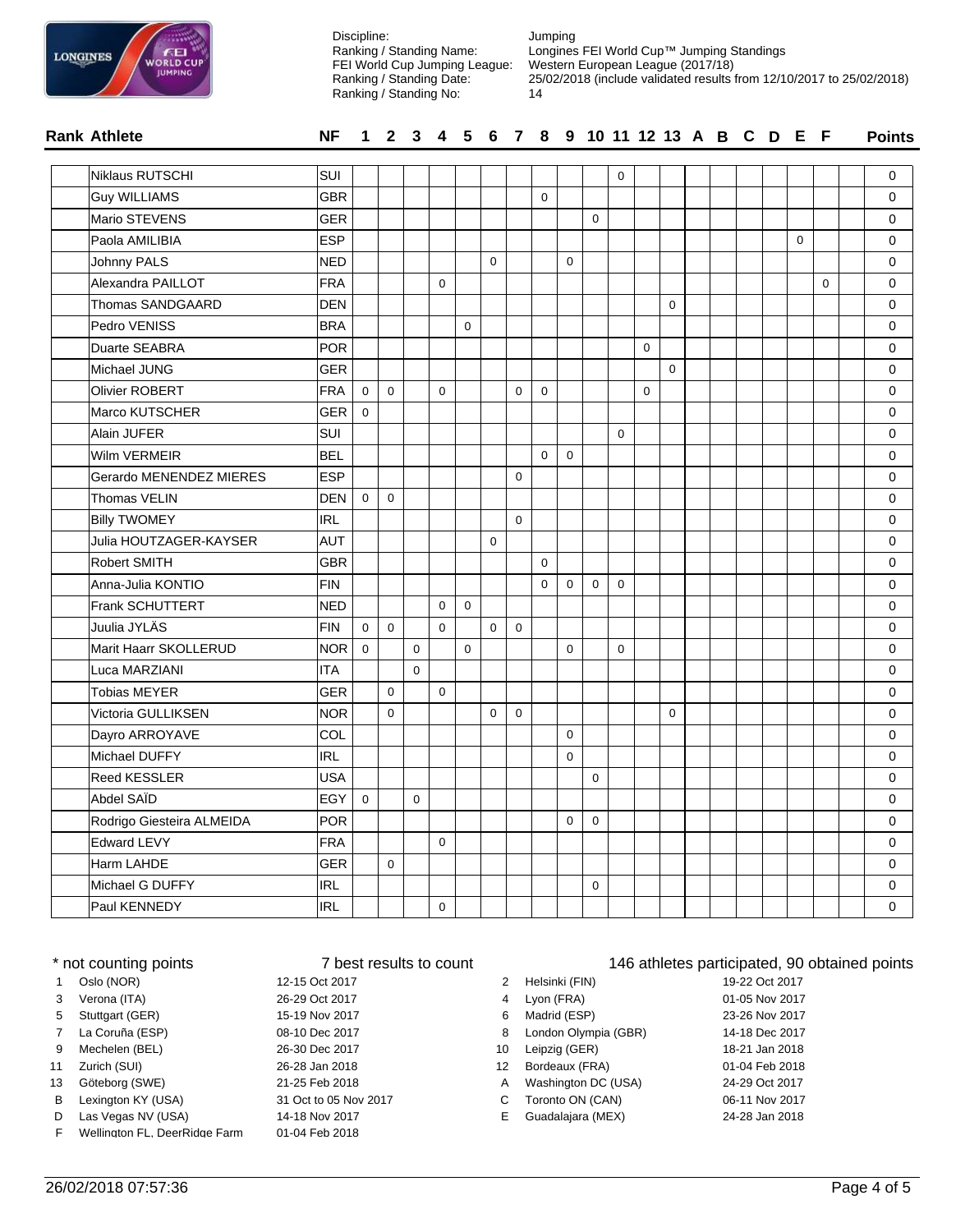Discipline: Jumping
Ranking / Standing Name: Longines FEI World Cup™ Jumping Standings
FEI World Cup Jumping League: Western European League (2017/18)
Ranking / Standing Date: 25/02/2018 (include validated results from 12/10/2017 to 25/02/2018)
Ranking / Standing No: 14

| Rank | Athlete | NF | 1 | 2 | 3 | 4 | 5 | 6 | 7 | 8 | 9 | 10 | 11 | 12 | 13 | A | B | C | D | E | F | Points |
|---|---|---|---|---|---|---|---|---|---|---|---|---|---|---|---|---|---|---|---|---|---|---|
| | Niklaus RUTSCHI | SUI | | | | | | | | | | | 0 | | | | | | | | | 0 |
| | Guy WILLIAMS | GBR | | | | | | | | 0 | | | | | | | | | | | | 0 |
| | Mario STEVENS | GER | | | | | | | | | | 0 | | | | | | | | | | 0 |
| | Paola AMILIBIA | ESP | | | | | | | | | | | | | | | | | | 0 | | 0 |
| | Johnny PALS | NED | | | | | | 0 | | | 0 | | | | | | | | | | | 0 |
| | Alexandra PAILLOT | FRA | | | | 0 | | | | | | | | | | | | | | | 0 | 0 |
| | Thomas SANDGAARD | DEN | | | | | | | | | | | | | 0 | | | | | | | 0 |
| | Pedro VENISS | BRA | | | | | 0 | | | | | | | | | | | | | | | 0 |
| | Duarte SEABRA | POR | | | | | | | | | | | | 0 | | | | | | | | 0 |
| | Michael JUNG | GER | | | | | | | | | | | | | 0 | | | | | | | 0 |
| | Olivier ROBERT | FRA | 0 | 0 | | 0 | | | 0 | 0 | | | | 0 | | | | | | | | 0 |
| | Marco KUTSCHER | GER | 0 | | | | | | | | | | | | | | | | | | | 0 |
| | Alain JUFER | SUI | | | | | | | | | | | 0 | | | | | | | | | 0 |
| | Wilm VERMEIR | BEL | | | | | | | | 0 | 0 | | | | | | | | | | | 0 |
| | Gerardo MENENDEZ MIERES | ESP | | | | | | | 0 | | | | | | | | | | | | | 0 |
| | Thomas VELIN | DEN | 0 | 0 | | | | | | | | | | | | | | | | | | 0 |
| | Billy TWOMEY | IRL | | | | | | | 0 | | | | | | | | | | | | | 0 |
| | Julia HOUTZAGER-KAYSER | AUT | | | | | | 0 | | | | | | | | | | | | | | 0 |
| | Robert SMITH | GBR | | | | | | | | 0 | | | | | | | | | | | | 0 |
| | Anna-Julia KONTIO | FIN | | | | | | | | 0 | 0 | 0 | 0 | | | | | | | | | 0 |
| | Frank SCHUTTERT | NED | | | | 0 | 0 | | | | | | | | | | | | | | | 0 |
| | Juulia JYLÄS | FIN | 0 | 0 | | 0 | | 0 | 0 | | | | | | | | | | | | | 0 |
| | Marit Haarr SKOLLERUD | NOR | 0 | | 0 | | 0 | | | | 0 | | 0 | | | | | | | | | 0 |
| | Luca MARZIANI | ITA | | | 0 | | | | | | | | | | | | | | | | | 0 |
| | Tobias MEYER | GER | | 0 | | 0 | | | | | | | | | | | | | | | | 0 |
| | Victoria GULLIKSEN | NOR | | 0 | | | | 0 | 0 | | | | | | 0 | | | | | | | 0 |
| | Dayro ARROYAVE | COL | | | | | | | | | 0 | | | | | | | | | | | 0 |
| | Michael DUFFY | IRL | | | | | | | | | 0 | | | | | | | | | | | 0 |
| | Reed KESSLER | USA | | | | | | | | | | 0 | | | | | | | | | | 0 |
| | Abdel SAÏD | EGY | 0 | | 0 | | | | | | | | | | | | | | | | | 0 |
| | Rodrigo Giesteira ALMEIDA | POR | | | | | | | | | 0 | 0 | | | | | | | | | | 0 |
| | Edward LEVY | FRA | | | | 0 | | | | | | | | | | | | | | | | 0 |
| | Harm LAHDE | GER | | 0 | | | | | | | | | | | | | | | | | | 0 |
| | Michael G DUFFY | IRL | | | | | | | | | | 0 | | | | | | | | | | 0 |
| | Paul KENNEDY | IRL | | | | 0 | | | | | | | | | | | | | | | | 0 |

\* not counting points — 7 best results to count — 146 athletes participated, 90 obtained points

| | Event | Dates | | Event | Dates |
|---|---|---|---|---|---|
| 1 | Oslo (NOR) | 12-15 Oct 2017 | 2 | Helsinki (FIN) | 19-22 Oct 2017 |
| 3 | Verona (ITA) | 26-29 Oct 2017 | 4 | Lyon (FRA) | 01-05 Nov 2017 |
| 5 | Stuttgart (GER) | 15-19 Nov 2017 | 6 | Madrid (ESP) | 23-26 Nov 2017 |
| 7 | La Coruña (ESP) | 08-10 Dec 2017 | 8 | London Olympia (GBR) | 14-18 Dec 2017 |
| 9 | Mechelen (BEL) | 26-30 Dec 2017 | 10 | Leipzig (GER) | 18-21 Jan 2018 |
| 11 | Zurich (SUI) | 26-28 Jan 2018 | 12 | Bordeaux (FRA) | 01-04 Feb 2018 |
| 13 | Göteborg (SWE) | 21-25 Feb 2018 | A | Washington DC (USA) | 24-29 Oct 2017 |
| B | Lexington KY (USA) | 31 Oct to 05 Nov 2017 | C | Toronto ON (CAN) | 06-11 Nov 2017 |
| D | Las Vegas NV (USA) | 14-18 Nov 2017 | E | Guadalajara (MEX) | 24-28 Jan 2018 |
| F | Wellington FL, DeerRidge Farm | 01-04 Feb 2018 | | | |

26/02/2018 07:57:36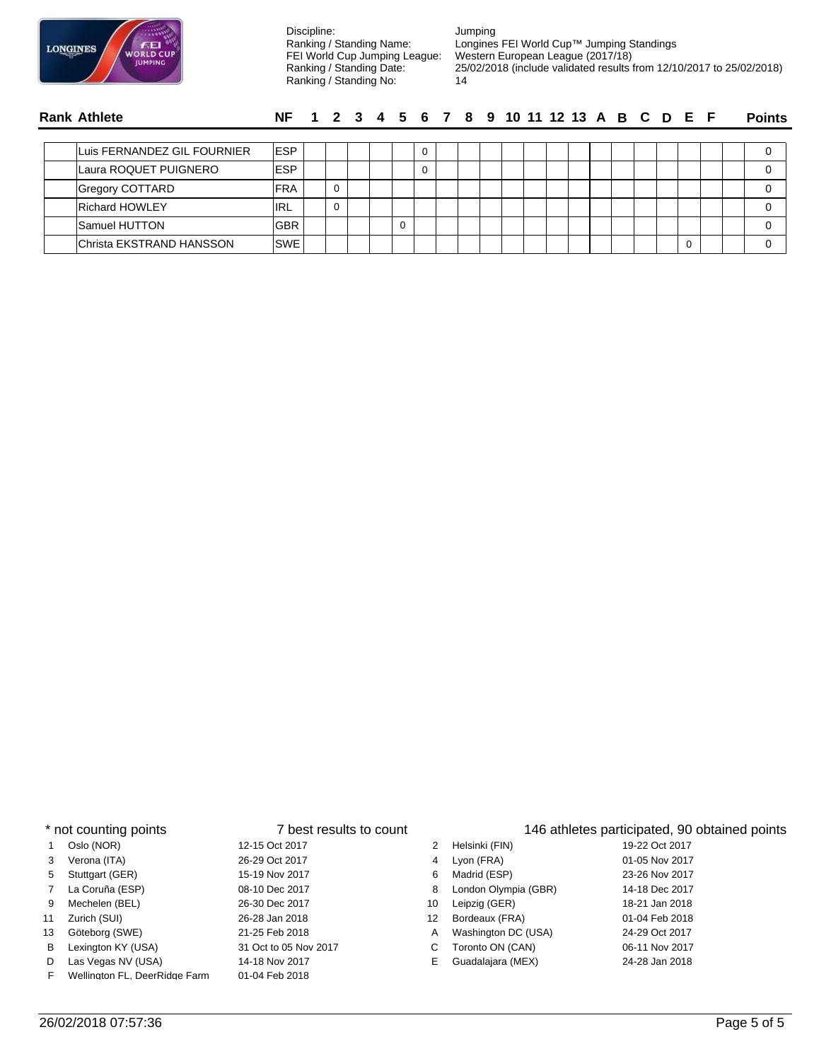Discipline: Jumping
Ranking / Standing Name: Longines FEI World Cup™ Jumping Standings
FEI World Cup Jumping League: Western European League (2017/18)
Ranking / Standing Date: 25/02/2018 (include validated results from 12/10/2017 to 25/02/2018)
Ranking / Standing No: 14

| Rank | Athlete | NF | 1 | 2 | 3 | 4 | 5 | 6 | 7 | 8 | 9 | 10 | 11 | 12 | 13 | A | B | C | D | E | F | Points |
|---|---|---|---|---|---|---|---|---|---|---|---|---|---|---|---|---|---|---|---|---|---|---|
| | Luis FERNANDEZ GIL FOURNIER | ESP | | | | | | 0 | | | | | | | | | | | | | | 0 |
| | Laura ROQUET PUIGNERO | ESP | | | | | | 0 | | | | | | | | | | | | | | 0 |
| | Gregory COTTARD | FRA | | 0 | | | | | | | | | | | | | | | | | | 0 |
| | Richard HOWLEY | IRL | | 0 | | | | | | | | | | | | | | | | | | 0 |
| | Samuel HUTTON | GBR | | | | | 0 | | | | | | | | | | | | | | | 0 |
| | Christa EKSTRAND HANSSON | SWE | | | | | | | | | | | | | | | | | | 0 | | 0 |

\* not counting points

7 best results to count

146 athletes participated, 90 obtained points

| | | | | | | |
|---|---|---|---|---|---|---|
| 1 | Oslo (NOR) | 12-15 Oct 2017 | | 2 | Helsinki (FIN) | 19-22 Oct 2017 |
| 3 | Verona (ITA) | 26-29 Oct 2017 | | 4 | Lyon (FRA) | 01-05 Nov 2017 |
| 5 | Stuttgart (GER) | 15-19 Nov 2017 | | 6 | Madrid (ESP) | 23-26 Nov 2017 |
| 7 | La Coruña (ESP) | 08-10 Dec 2017 | | 8 | London Olympia (GBR) | 14-18 Dec 2017 |
| 9 | Mechelen (BEL) | 26-30 Dec 2017 | | 10 | Leipzig (GER) | 18-21 Jan 2018 |
| 11 | Zurich (SUI) | 26-28 Jan 2018 | | 12 | Bordeaux (FRA) | 01-04 Feb 2018 |
| 13 | Göteborg (SWE) | 21-25 Feb 2018 | | A | Washington DC (USA) | 24-29 Oct 2017 |
| B | Lexington KY (USA) | 31 Oct to 05 Nov 2017 | | C | Toronto ON (CAN) | 06-11 Nov 2017 |
| D | Las Vegas NV (USA) | 14-18 Nov 2017 | | E | Guadalajara (MEX) | 24-28 Jan 2018 |
| F | Wellington FL, DeerRidge Farm | 01-04 Feb 2018 | | | | |